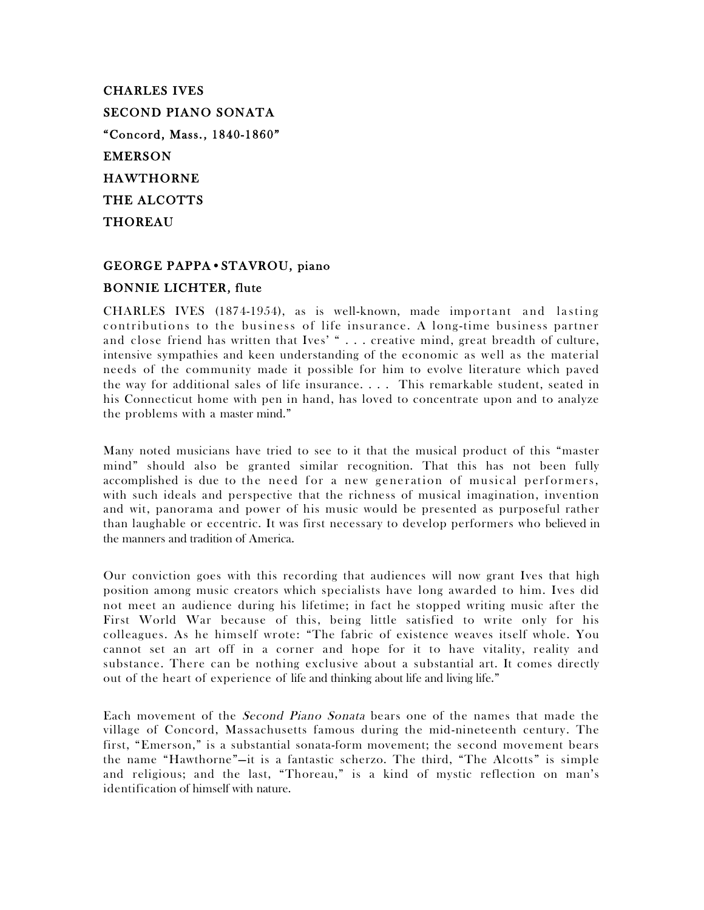**CHARLES IVES**

**SECOND PIANO SONATA**

**"Concord, Mass., 1840-1860"**

**EMERSON**

**HAWTHORNE**

**THE ALCOTTS**

**THOREAU**

**GEORGE PAPPA • STAVROU, piano**

**BONNIE LICHTER, flute**

CHARLES IVES (1874-1954), as is well-known, made important and lasting contributions to the business of life insurance. A long-time business partner and close friend has written that Ives' " . . . creative mind, great breadth of culture, intensive sympathies and keen understanding of the economic as well as the material needs of the community made it possible for him to evolve literature which paved the way for additional sales of life insurance. . . . This remarkable student, seated in his Connecticut home with pen in hand, has loved to concentrate upon and to analyze the problems with a master mind."

Many noted musicians have tried to see to it that the musical product of this "master mind" should also be granted similar recognition. That this has not been fully accomplished is due to the need for a new generation of musical performers, with such ideals and perspective that the richness of musical imagination, invention and wit, panorama and power of his music would be presented as purposeful rather than laughable or eccentric. It was first necessary to develop performers who believed in the manners and tradition of America.

Our conviction goes with this recording that audiences will now grant Ives that high position among music creators which specialists have long awarded to him. Ives did not meet an audience during his lifetime; in fact he stopped writing music after the First World War because of this, being little satisfied to write only for his colleagues. As he himself wrote: "The fabric of existence weaves itself whole. You cannot set an art off in a corner and hope for it to have vitality, reality and substance. There can be nothing exclusive about a substantial art. It comes directly out of the heart of experience of life and thinking about life and living life."

Each movement of the *Second Piano Sonata* bears one of the names that made the village of Concord, Massachusetts famous during the mid-nineteenth century. The first, "Emerson," is a substantial sonata-form movement; the second movement bears the name "Hawthorne"—it is a fantastic scherzo. The third, "The Alcotts" is simple and religious; and the last, "Thoreau," is a kind of mystic reflection on man's identification of himself with nature.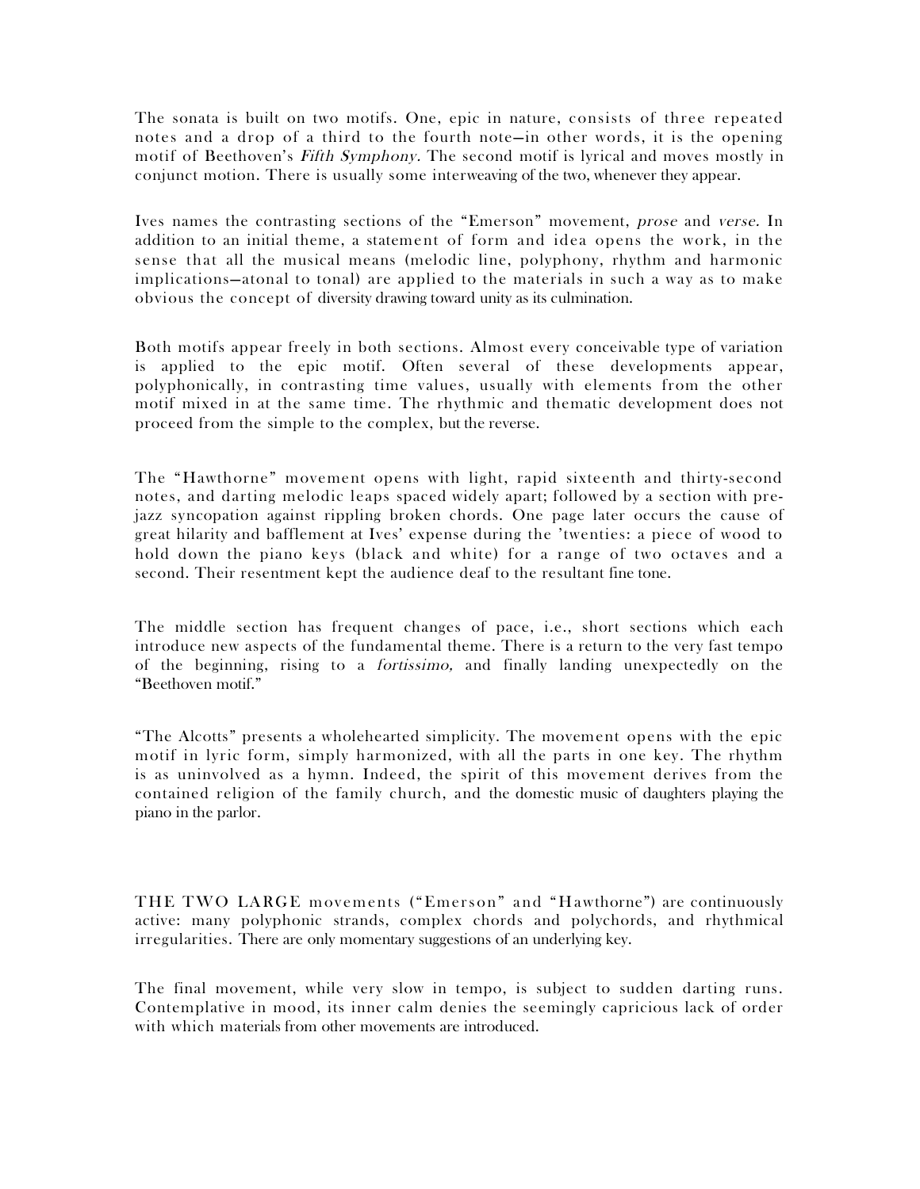The sonata is built on two motifs. One, epic in nature, consists of three repeated notes and a drop of a third to the fourth note—in other words, it is the opening motif of Beethoven's *Fifth Symphony.* The second motif is lyrical and moves mostly in conjunct motion. There is usually some interweaving of the two, whenever they appear.

Ives names the contrasting sections of the "Emerson" movement, *prose* and *verse.* In addition to an initial theme, a statement of form and idea opens the work, in the sense that all the musical means (melodic line, polyphony, rhythm and harmonic implications—atonal to tonal) are applied to the materials in such a way as to make obvious the concept of diversity drawing toward unity as its culmination.

Both motifs appear freely in both sections. Almost every conceivable type of variation is applied to the epic motif. Often several of these developments appear, polyphonically, in contrasting time values, usually with elements from the other motif mixed in at the same time. The rhythmic and thematic development does not proceed from the simple to the complex, but the reverse.

The "Hawthorne" movement opens with light, rapid sixteenth and thirty-second notes, and darting melodic leaps spaced widely apart; followed by a section with pre-jazz syncopation against rippling broken chords. One page later occurs the cause of great hilarity and bafflement at Ives' expense during the 'twenties: a piece of wood to hold down the piano keys (black and white) for a range of two octaves and a second. Their resentment kept the audience deaf to the resultant fine tone.

The middle section has frequent changes of pace, i.e., short sections which each introduce new aspects of the fundamental theme. There is a return to the very fast tempo of the beginning, rising to a *fortissimo,* and finally landing unexpectedly on the "Beethoven motif."

"The Alcotts" presents a wholehearted simplicity. The movement opens with the epic motif in lyric form, simply harmonized, with all the parts in one key. The rhythm is as uninvolved as a hymn. Indeed, the spirit of this movement derives from the contained religion of the family church, and the domestic music of daughters playing the piano in the parlor.

THE TWO LARGE movements ("Emerson" and "Hawthorne") are continuously active: many polyphonic strands, complex chords and polychords, and rhythmical irregularities. There are only momentary suggestions of an underlying key.

The final movement, while very slow in tempo, is subject to sudden darting runs. Contemplative in mood, its inner calm denies the seemingly capricious lack of order with which materials from other movements are introduced.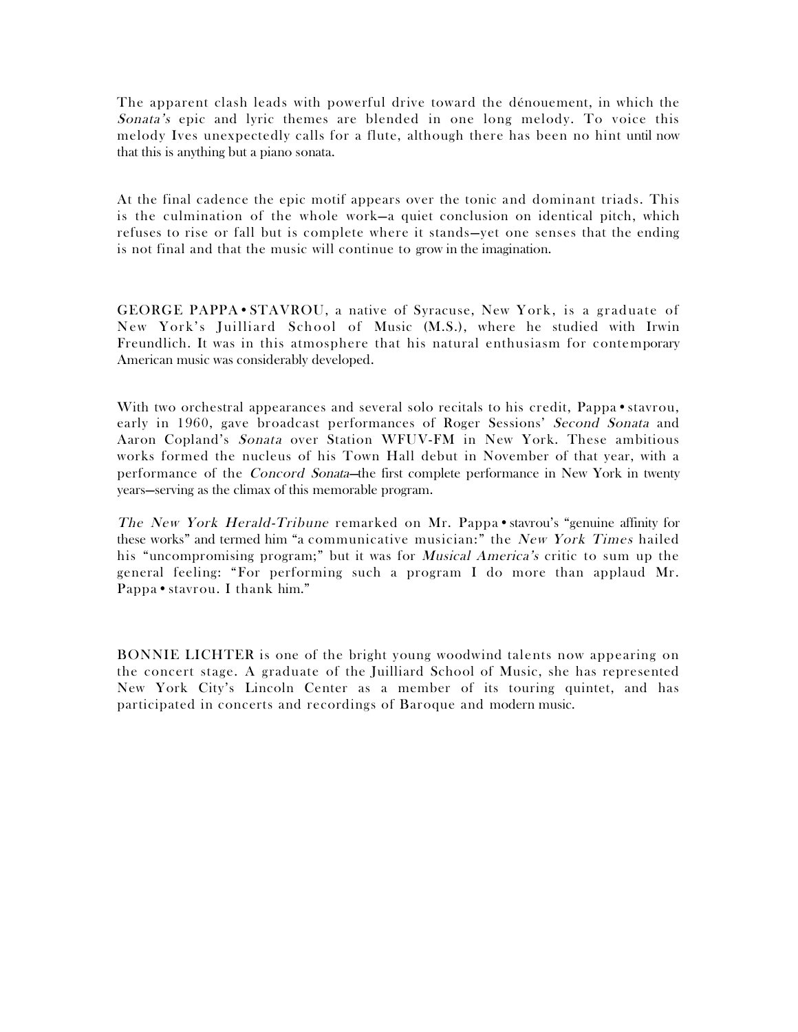The apparent clash leads with powerful drive toward the dénouement, in which the *Sonata's* epic and lyric themes are blended in one long melody. To voice this melody Ives unexpectedly calls for a flute, although there has been no hint until now that this is anything but a piano sonata.

At the final cadence the epic motif appears over the tonic and dominant triads. This is the culmination of the whole work—a quiet conclusion on identical pitch, which refuses to rise or fall but is complete where it stands—yet one senses that the ending is not final and that the music will continue to grow in the imagination.

GEORGE PAPPA • STAVROU, a native of Syracuse, New York, is a graduate of New York's Juilliard School of Music (M.S.), where he studied with Irwin Freundlich. It was in this atmosphere that his natural enthusiasm for contemporary American music was considerably developed.

With two orchestral appearances and several solo recitals to his credit, Pappa • stavrou, early in 1960, gave broadcast performances of Roger Sessions' *Second Sonata* and Aaron Copland's *Sonata* over Station WFUV-FM in New York. These ambitious works formed the nucleus of his Town Hall debut in November of that year, with a performance of the *Concord Sonata*—the first complete performance in New York in twenty years—serving as the climax of this memorable program.

*The New York Herald-Tribune* remarked on Mr. Pappa • stavrou's "genuine affinity for these works" and termed him "a communicative musician:" the *New York Times* hailed his "uncompromising program;" but it was for *Musical America's* critic to sum up the general feeling: "For performing such a program I do more than applaud Mr. Pappa • stavrou. I thank him."

BONNIE LICHTER is one of the bright young woodwind talents now appearing on the concert stage. A graduate of the Juilliard School of Music, she has represented New York City's Lincoln Center as a member of its touring quintet, and has participated in concerts and recordings of Baroque and modern music.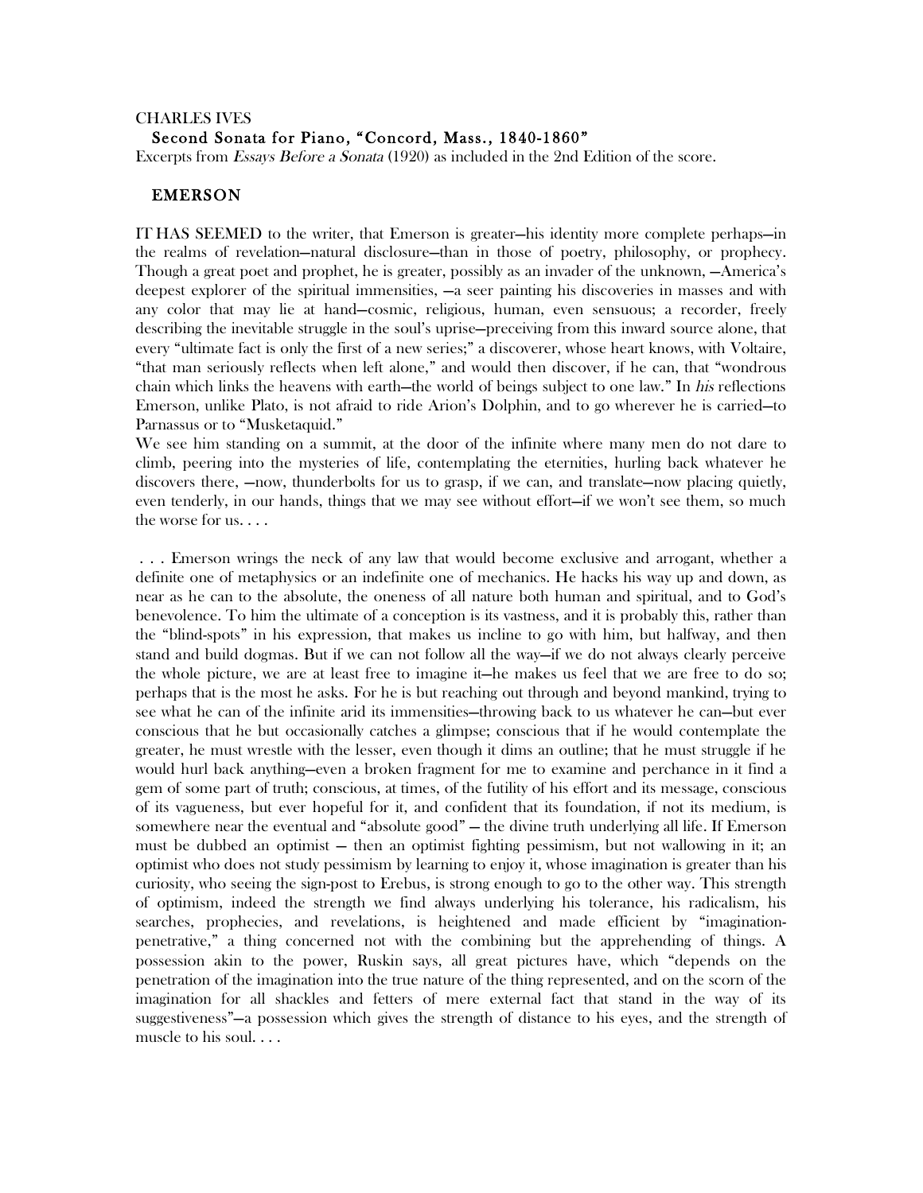CHARLES IVES

**Second Sonata for Piano, "Concord, Mass., 1840-1860"**

Excerpts from *Essays Before a Sonata* (1920) as included in the 2nd Edition of the score.

## EMERSON

IT HAS SEEMED to the writer, that Emerson is greater—his identity more complete perhaps—in the realms of revelation—natural disclosure—than in those of poetry, philosophy, or prophecy. Though a great poet and prophet, he is greater, possibly as an invader of the unknown, —America's deepest explorer of the spiritual immensities, —a seer painting his discoveries in masses and with any color that may lie at hand—cosmic, religious, human, even sensuous; a recorder, freely describing the inevitable struggle in the soul's uprise—preceiving from this inward source alone, that every "ultimate fact is only the first of a new series;" a discoverer, whose heart knows, with Voltaire, "that man seriously reflects when left alone," and would then discover, if he can, that "wondrous chain which links the heavens with earth—the world of beings subject to one law." In *his* reflections Emerson, unlike Plato, is not afraid to ride Arion's Dolphin, and to go wherever he is carried—to Parnassus or to "Musketaquid."

We see him standing on a summit, at the door of the infinite where many men do not dare to climb, peering into the mysteries of life, contemplating the eternities, hurling back whatever he discovers there, —now, thunderbolts for us to grasp, if we can, and translate—now placing quietly, even tenderly, in our hands, things that we may see without effort—if we won't see them, so much the worse for us. . . .

. . . Emerson wrings the neck of any law that would become exclusive and arrogant, whether a definite one of metaphysics or an indefinite one of mechanics. He hacks his way up and down, as near as he can to the absolute, the oneness of all nature both human and spiritual, and to God's benevolence. To him the ultimate of a conception is its vastness, and it is probably this, rather than the "blind-spots" in his expression, that makes us incline to go with him, but halfway, and then stand and build dogmas. But if we can not follow all the way—if we do not always clearly perceive the whole picture, we are at least free to imagine it—he makes us feel that we are free to do so; perhaps that is the most he asks. For he is but reaching out through and beyond mankind, trying to see what he can of the infinite arid its immensities—throwing back to us whatever he can—but ever conscious that he but occasionally catches a glimpse; conscious that if he would contemplate the greater, he must wrestle with the lesser, even though it dims an outline; that he must struggle if he would hurl back anything—even a broken fragment for me to examine and perchance in it find a gem of some part of truth; conscious, at times, of the futility of his effort and its message, conscious of its vagueness, but ever hopeful for it, and confident that its foundation, if not its medium, is somewhere near the eventual and "absolute good" — the divine truth underlying all life. If Emerson must be dubbed an optimist — then an optimist fighting pessimism, but not wallowing in it; an optimist who does not study pessimism by learning to enjoy it, whose imagination is greater than his curiosity, who seeing the sign-post to Erebus, is strong enough to go to the other way. This strength of optimism, indeed the strength we find always underlying his tolerance, his radicalism, his searches, prophecies, and revelations, is heightened and made efficient by "imagination-penetrative," a thing concerned not with the combining but the apprehending of things. A possession akin to the power, Ruskin says, all great pictures have, which "depends on the penetration of the imagination into the true nature of the thing represented, and on the scorn of the imagination for all shackles and fetters of mere external fact that stand in the way of its suggestiveness"—a possession which gives the strength of distance to his eyes, and the strength of muscle to his soul. . . .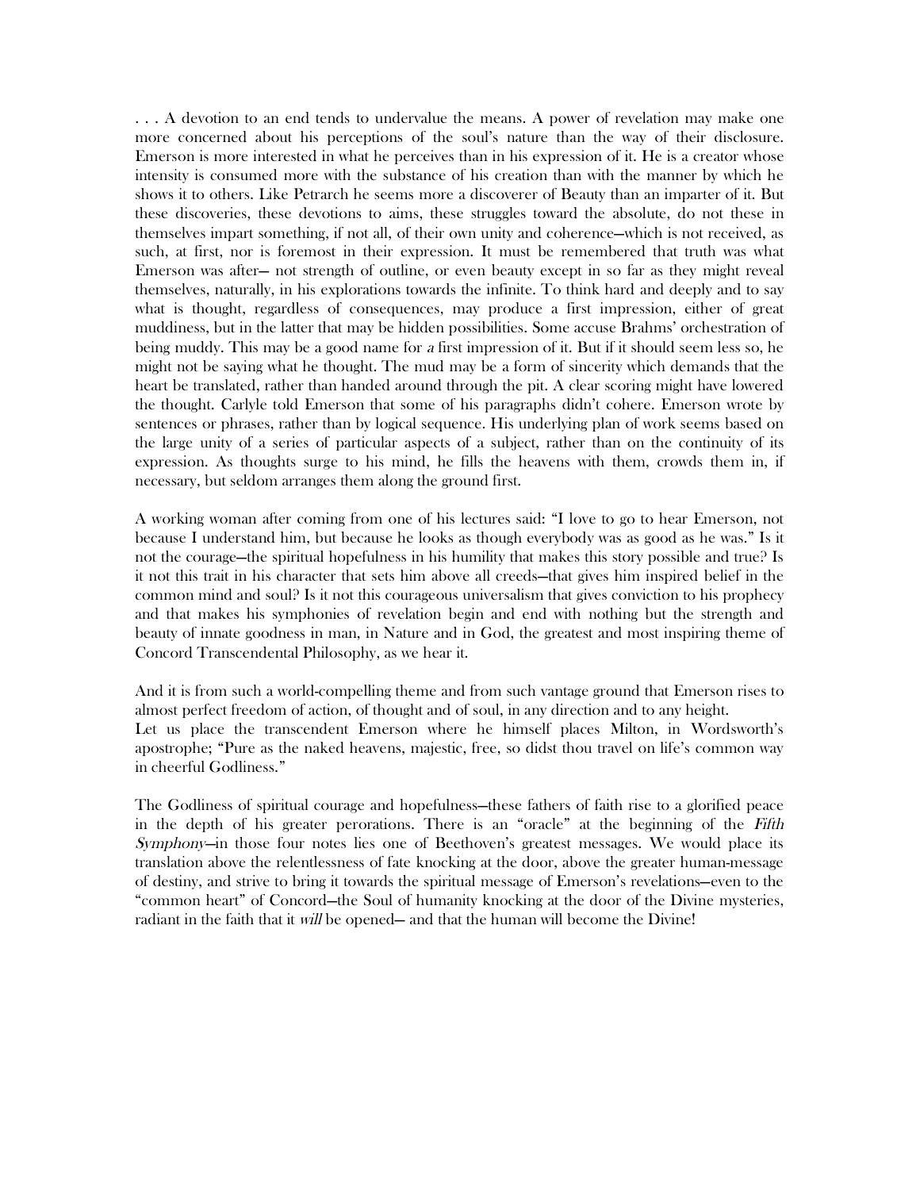. . . A devotion to an end tends to undervalue the means. A power of revelation may make one more concerned about his perceptions of the soul's nature than the way of their disclosure. Emerson is more interested in what he perceives than in his expression of it. He is a creator whose intensity is consumed more with the substance of his creation than with the manner by which he shows it to others. Like Petrarch he seems more a discoverer of Beauty than an imparter of it. But these discoveries, these devotions to aims, these struggles toward the absolute, do not these in themselves impart something, if not all, of their own unity and coherence—which is not received, as such, at first, nor is foremost in their expression. It must be remembered that truth was what Emerson was after— not strength of outline, or even beauty except in so far as they might reveal themselves, naturally, in his explorations towards the infinite. To think hard and deeply and to say what is thought, regardless of consequences, may produce a first impression, either of great muddiness, but in the latter that may be hidden possibilities. Some accuse Brahms' orchestration of being muddy. This may be a good name for *a* first impression of it. But if it should seem less so, he might not be saying what he thought. The mud may be a form of sincerity which demands that the heart be translated, rather than handed around through the pit. A clear scoring might have lowered the thought. Carlyle told Emerson that some of his paragraphs didn't cohere. Emerson wrote by sentences or phrases, rather than by logical sequence. His underlying plan of work seems based on the large unity of a series of particular aspects of a subject, rather than on the continuity of its expression. As thoughts surge to his mind, he fills the heavens with them, crowds them in, if necessary, but seldom arranges them along the ground first.

A working woman after coming from one of his lectures said: "I love to go to hear Emerson, not because I understand him, but because he looks as though everybody was as good as he was." Is it not the courage—the spiritual hopefulness in his humility that makes this story possible and true? Is it not this trait in his character that sets him above all creeds—that gives him inspired belief in the common mind and soul? Is it not this courageous universalism that gives conviction to his prophecy and that makes his symphonies of revelation begin and end with nothing but the strength and beauty of innate goodness in man, in Nature and in God, the greatest and most inspiring theme of Concord Transcendental Philosophy, as we hear it.

And it is from such a world-compelling theme and from such vantage ground that Emerson rises to almost perfect freedom of action, of thought and of soul, in any direction and to any height.
Let us place the transcendent Emerson where he himself places Milton, in Wordsworth's apostrophe; "Pure as the naked heavens, majestic, free, so didst thou travel on life's common way in cheerful Godliness."

The Godliness of spiritual courage and hopefulness—these fathers of faith rise to a glorified peace in the depth of his greater perorations. There is an "oracle" at the beginning of the *Fifth Symphony*—in those four notes lies one of Beethoven's greatest messages. We would place its translation above the relentlessness of fate knocking at the door, above the greater human-message of destiny, and strive to bring it towards the spiritual message of Emerson's revelations—even to the "common heart" of Concord—the Soul of humanity knocking at the door of the Divine mysteries, radiant in the faith that it *will* be opened— and that the human will become the Divine!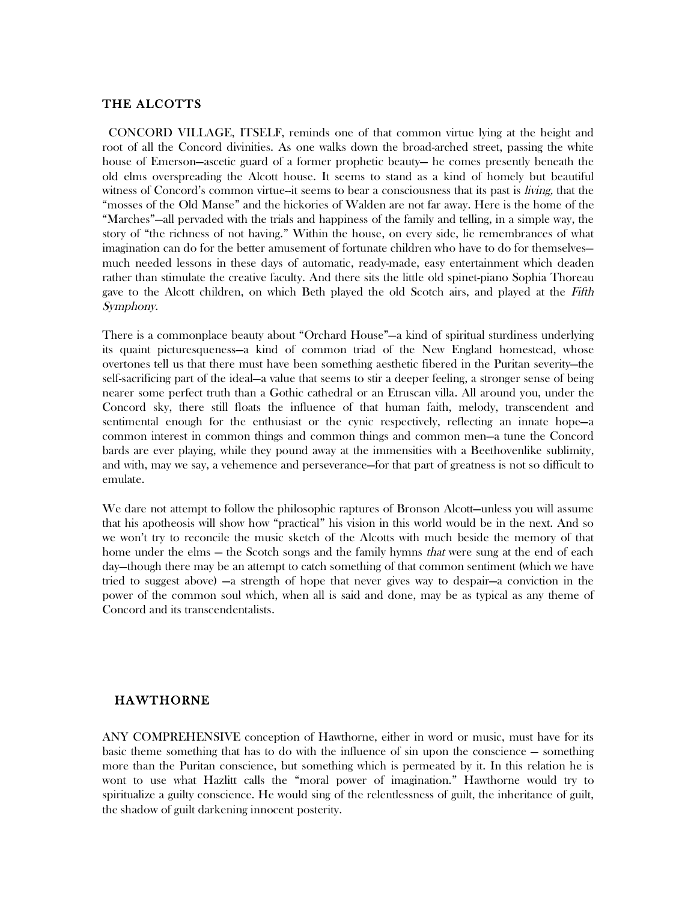## THE ALCOTTS

CONCORD VILLAGE, ITSELF, reminds one of that common virtue lying at the height and root of all the Concord divinities. As one walks down the broad-arched street, passing the white house of Emerson—ascetic guard of a former prophetic beauty— he comes presently beneath the old elms overspreading the Alcott house. It seems to stand as a kind of homely but beautiful witness of Concord's common virtue--it seems to bear a consciousness that its past is *living*, that the "mosses of the Old Manse" and the hickories of Walden are not far away. Here is the home of the "Marches"—all pervaded with the trials and happiness of the family and telling, in a simple way, the story of "the richness of not having." Within the house, on every side, lie remembrances of what imagination can do for the better amusement of fortunate children who have to do for themselves— much needed lessons in these days of automatic, ready-made, easy entertainment which deaden rather than stimulate the creative faculty. And there sits the little old spinet-piano Sophia Thoreau gave to the Alcott children, on which Beth played the old Scotch airs, and played at the *Fifth Symphony*.

There is a commonplace beauty about "Orchard House"—a kind of spiritual sturdiness underlying its quaint picturesqueness—a kind of common triad of the New England homestead, whose overtones tell us that there must have been something aesthetic fibered in the Puritan severity—the self-sacrificing part of the ideal—a value that seems to stir a deeper feeling, a stronger sense of being nearer some perfect truth than a Gothic cathedral or an Etruscan villa. All around you, under the Concord sky, there still floats the influence of that human faith, melody, transcendent and sentimental enough for the enthusiast or the cynic respectively, reflecting an innate hope—a common interest in common things and common things and common men—a tune the Concord bards are ever playing, while they pound away at the immensities with a Beethovenlike sublimity, and with, may we say, a vehemence and perseverance—for that part of greatness is not so difficult to emulate.

We dare not attempt to follow the philosophic raptures of Bronson Alcott—unless you will assume that his apotheosis will show how "practical" his vision in this world would be in the next. And so we won't try to reconcile the music sketch of the Alcotts with much beside the memory of that home under the elms — the Scotch songs and the family hymns *that* were sung at the end of each day—though there may be an attempt to catch something of that common sentiment (which we have tried to suggest above) —a strength of hope that never gives way to despair—a conviction in the power of the common soul which, when all is said and done, may be as typical as any theme of Concord and its transcendentalists.

## HAWTHORNE

ANY COMPREHENSIVE conception of Hawthorne, either in word or music, must have for its basic theme something that has to do with the influence of sin upon the conscience — something more than the Puritan conscience, but something which is permeated by it. In this relation he is wont to use what Hazlitt calls the "moral power of imagination." Hawthorne would try to spiritualize a guilty conscience. He would sing of the relentlessness of guilt, the inheritance of guilt, the shadow of guilt darkening innocent posterity.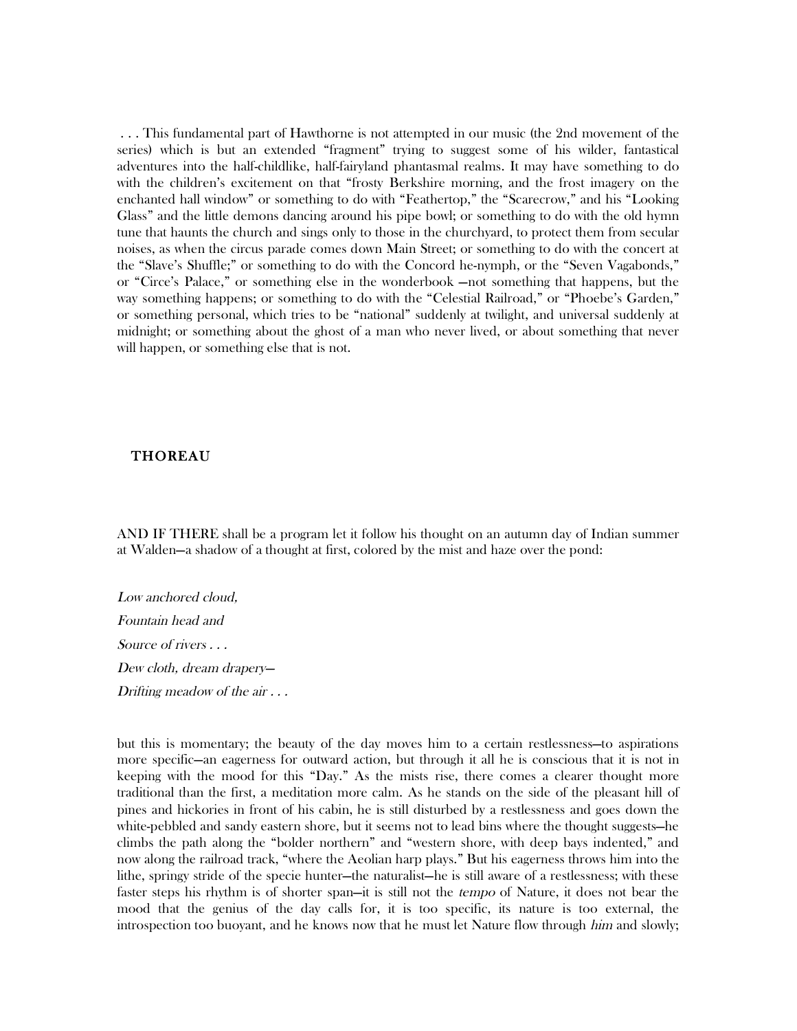. . . This fundamental part of Hawthorne is not attempted in our music (the 2nd movement of the series) which is but an extended "fragment" trying to suggest some of his wilder, fantastical adventures into the half-childlike, half-fairyland phantasmal realms. It may have something to do with the children's excitement on that "frosty Berkshire morning, and the frost imagery on the enchanted hall window" or something to do with "Feathertop," the "Scarecrow," and his "Looking Glass" and the little demons dancing around his pipe bowl; or something to do with the old hymn tune that haunts the church and sings only to those in the churchyard, to protect them from secular noises, as when the circus parade comes down Main Street; or something to do with the concert at the "Slave's Shuffle;" or something to do with the Concord he-nymph, or the "Seven Vagabonds," or "Circe's Palace," or something else in the wonderbook —not something that happens, but the way something happens; or something to do with the "Celestial Railroad," or "Phoebe's Garden," or something personal, which tries to be "national" suddenly at twilight, and universal suddenly at midnight; or something about the ghost of a man who never lived, or about something that never will happen, or something else that is not.

## THOREAU

AND IF THERE shall be a program let it follow his thought on an autumn day of Indian summer at Walden—a shadow of a thought at first, colored by the mist and haze over the pond:

*Low anchored cloud,*
*Fountain head and*
*Source of rivers . . .*
*Dew cloth, dream drapery—*
*Drifting meadow of the air . . .*

but this is momentary; the beauty of the day moves him to a certain restlessness—to aspirations more specific—an eagerness for outward action, but through it all he is conscious that it is not in keeping with the mood for this "Day." As the mists rise, there comes a clearer thought more traditional than the first, a meditation more calm. As he stands on the side of the pleasant hill of pines and hickories in front of his cabin, he is still disturbed by a restlessness and goes down the white-pebbled and sandy eastern shore, but it seems not to lead bins where the thought suggests—he climbs the path along the "bolder northern" and "western shore, with deep bays indented," and now along the railroad track, "where the Aeolian harp plays." But his eagerness throws him into the lithe, springy stride of the specie hunter—the naturalist—he is still aware of a restlessness; with these faster steps his rhythm is of shorter span—it is still not the *tempo* of Nature, it does not bear the mood that the genius of the day calls for, it is too specific, its nature is too external, the introspection too buoyant, and he knows now that he must let Nature flow through *him* and slowly;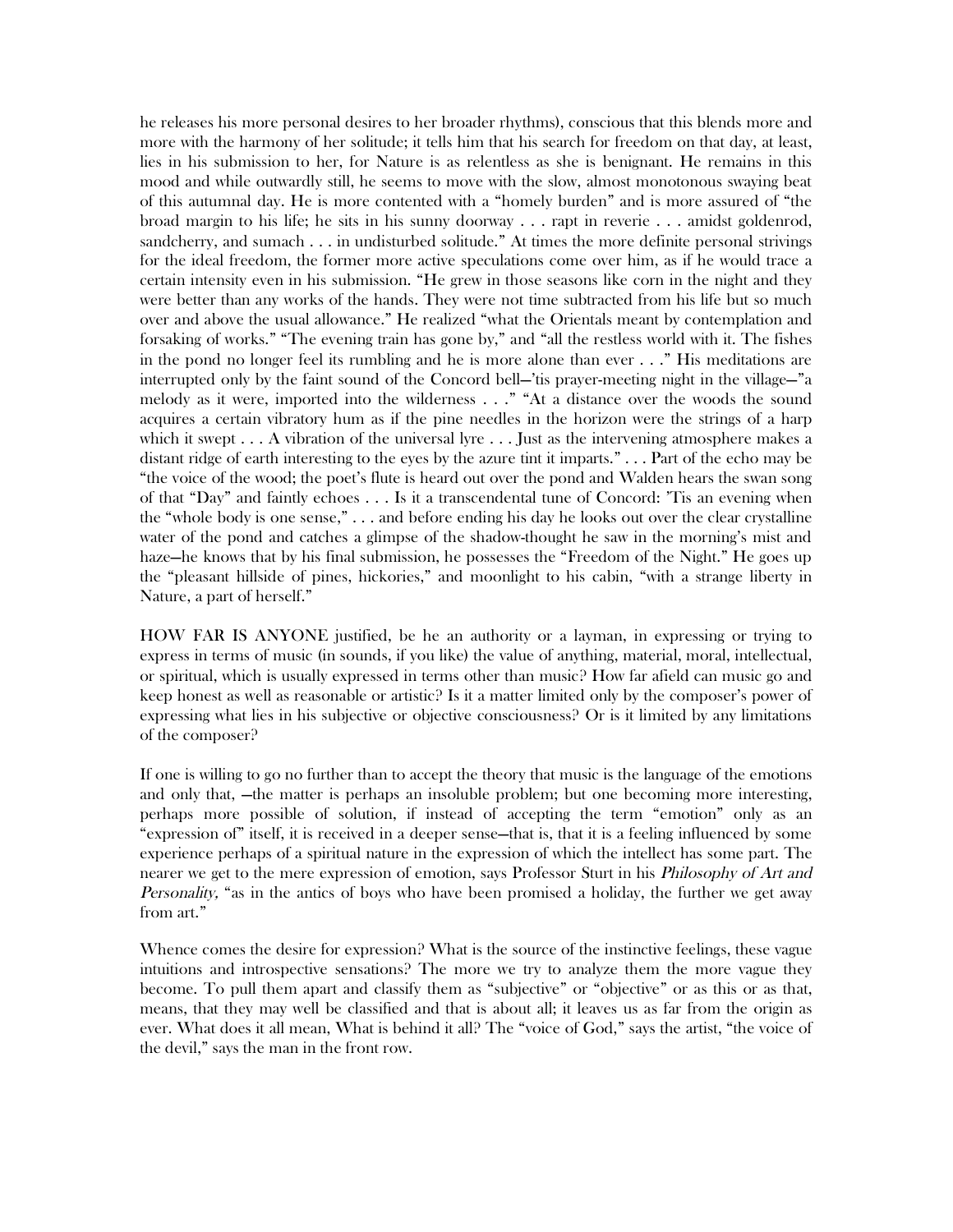he releases his more personal desires to her broader rhythms), conscious that this blends more and more with the harmony of her solitude; it tells him that his search for freedom on that day, at least, lies in his submission to her, for Nature is as relentless as she is benignant. He remains in this mood and while outwardly still, he seems to move with the slow, almost monotonous swaying beat of this autumnal day. He is more contented with a "homely burden" and is more assured of "the broad margin to his life; he sits in his sunny doorway . . . rapt in reverie . . . amidst goldenrod, sandcherry, and sumach . . . in undisturbed solitude." At times the more definite personal strivings for the ideal freedom, the former more active speculations come over him, as if he would trace a certain intensity even in his submission. "He grew in those seasons like corn in the night and they were better than any works of the hands. They were not time subtracted from his life but so much over and above the usual allowance." He realized "what the Orientals meant by contemplation and forsaking of works." "The evening train has gone by," and "all the restless world with it. The fishes in the pond no longer feel its rumbling and he is more alone than ever . . ." His meditations are interrupted only by the faint sound of the Concord bell—'tis prayer-meeting night in the village—"a melody as it were, imported into the wilderness . . ." "At a distance over the woods the sound acquires a certain vibratory hum as if the pine needles in the horizon were the strings of a harp which it swept . . . A vibration of the universal lyre . . . Just as the intervening atmosphere makes a distant ridge of earth interesting to the eyes by the azure tint it imparts." . . . Part of the echo may be "the voice of the wood; the poet's flute is heard out over the pond and Walden hears the swan song of that "Day" and faintly echoes . . . Is it a transcendental tune of Concord: 'Tis an evening when the "whole body is one sense," . . . and before ending his day he looks out over the clear crystalline water of the pond and catches a glimpse of the shadow-thought he saw in the morning's mist and haze—he knows that by his final submission, he possesses the "Freedom of the Night." He goes up the "pleasant hillside of pines, hickories," and moonlight to his cabin, "with a strange liberty in Nature, a part of herself."

HOW FAR IS ANYONE justified, be he an authority or a layman, in expressing or trying to express in terms of music (in sounds, if you like) the value of anything, material, moral, intellectual, or spiritual, which is usually expressed in terms other than music? How far afield can music go and keep honest as well as reasonable or artistic? Is it a matter limited only by the composer's power of expressing what lies in his subjective or objective consciousness? Or is it limited by any limitations of the composer?

If one is willing to go no further than to accept the theory that music is the language of the emotions and only that, —the matter is perhaps an insoluble problem; but one becoming more interesting, perhaps more possible of solution, if instead of accepting the term "emotion" only as an "expression of" itself, it is received in a deeper sense—that is, that it is a feeling influenced by some experience perhaps of a spiritual nature in the expression of which the intellect has some part. The nearer we get to the mere expression of emotion, says Professor Sturt in his *Philosophy of Art and Personality,* "as in the antics of boys who have been promised a holiday, the further we get away from art."

Whence comes the desire for expression? What is the source of the instinctive feelings, these vague intuitions and introspective sensations? The more we try to analyze them the more vague they become. To pull them apart and classify them as "subjective" or "objective" or as this or as that, means, that they may well be classified and that is about all; it leaves us as far from the origin as ever. What does it all mean, What is behind it all? The "voice of God," says the artist, "the voice of the devil," says the man in the front row.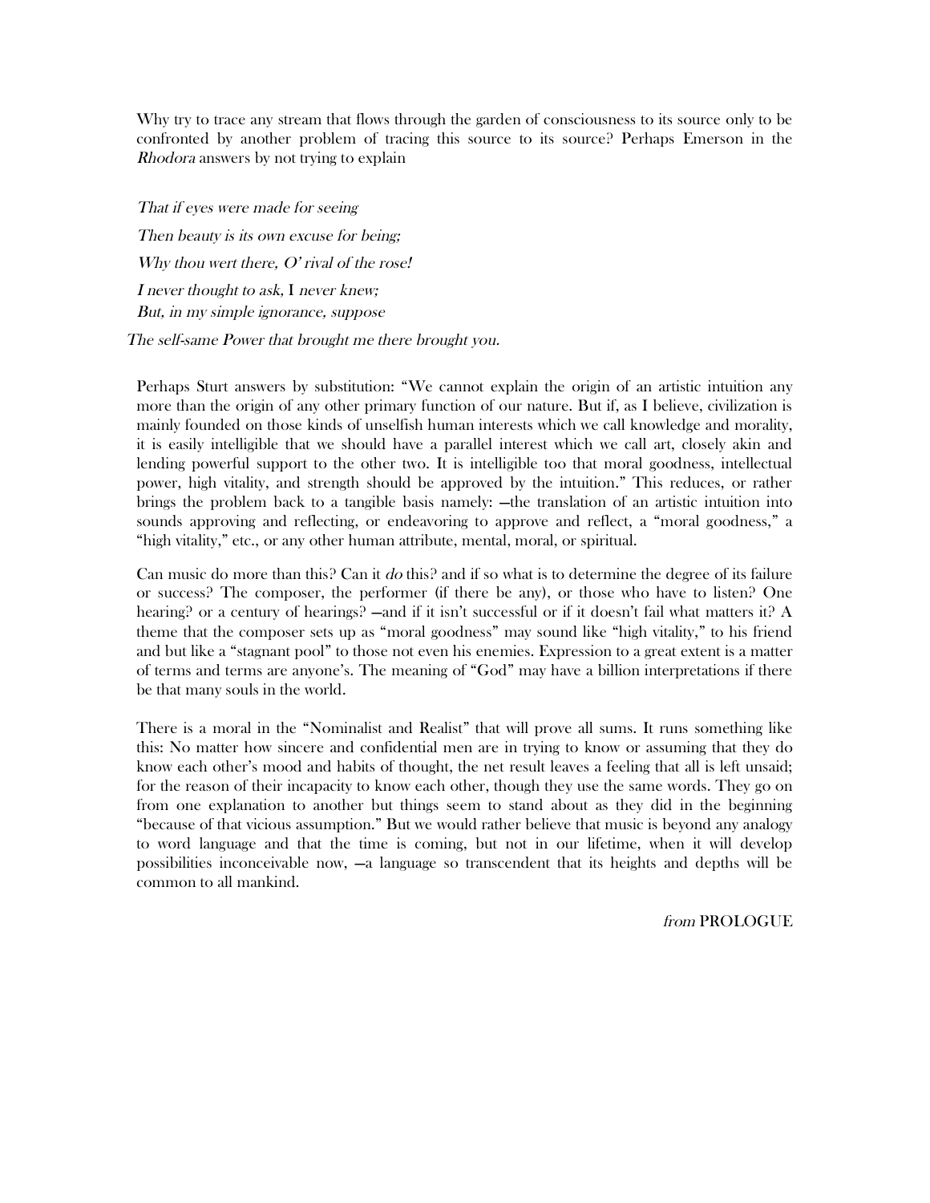Why try to trace any stream that flows through the garden of consciousness to its source only to be confronted by another problem of tracing this source to its source? Perhaps Emerson in the *Rhodora* answers by not trying to explain

*That if eyes were made for seeing*
*Then beauty is its own excuse for being;*
*Why thou wert there, O' rival of the rose!*
*I never thought to ask,* I *never knew;*
*But, in my simple ignorance, suppose*
*The self-same Power that brought me there brought you.*

Perhaps Sturt answers by substitution: "We cannot explain the origin of an artistic intuition any more than the origin of any other primary function of our nature. But if, as I believe, civilization is mainly founded on those kinds of unselfish human interests which we call knowledge and morality, it is easily intelligible that we should have a parallel interest which we call art, closely akin and lending powerful support to the other two. It is intelligible too that moral goodness, intellectual power, high vitality, and strength should be approved by the intuition." This reduces, or rather brings the problem back to a tangible basis namely: —the translation of an artistic intuition into sounds approving and reflecting, or endeavoring to approve and reflect, a "moral goodness," a "high vitality," etc., or any other human attribute, mental, moral, or spiritual.

Can music do more than this? Can it *do* this? and if so what is to determine the degree of its failure or success? The composer, the performer (if there be any), or those who have to listen? One hearing? or a century of hearings? —and if it isn't successful or if it doesn't fail what matters it? A theme that the composer sets up as "moral goodness" may sound like "high vitality," to his friend and but like a "stagnant pool" to those not even his enemies. Expression to a great extent is a matter of terms and terms are anyone's. The meaning of "God" may have a billion interpretations if there be that many souls in the world.

There is a moral in the "Nominalist and Realist" that will prove all sums. It runs something like this: No matter how sincere and confidential men are in trying to know or assuming that they do know each other's mood and habits of thought, the net result leaves a feeling that all is left unsaid; for the reason of their incapacity to know each other, though they use the same words. They go on from one explanation to another but things seem to stand about as they did in the beginning "because of that vicious assumption." But we would rather believe that music is beyond any analogy to word language and that the time is coming, but not in our lifetime, when it will develop possibilities inconceivable now, —a language so transcendent that its heights and depths will be common to all mankind.

*from* PROLOGUE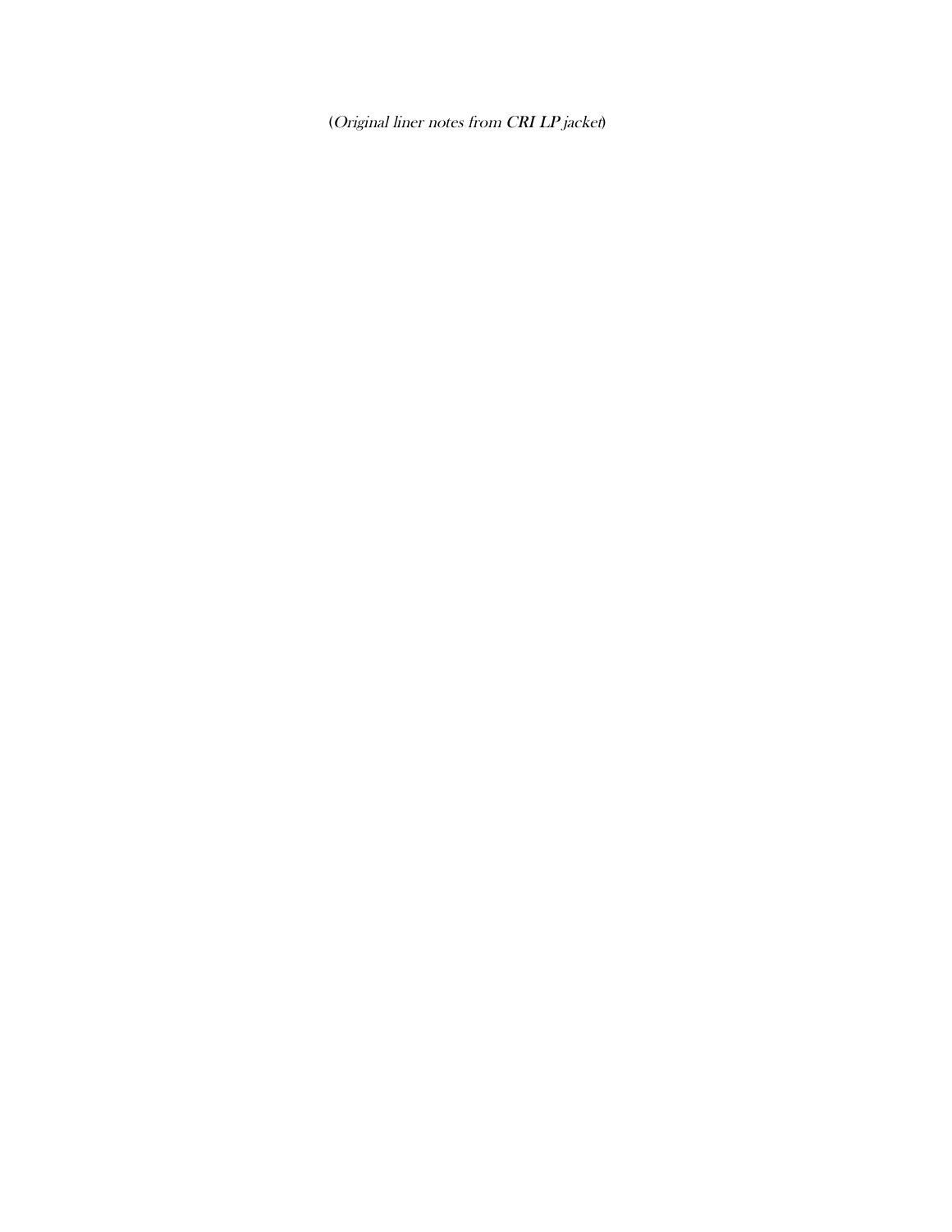(*Original liner notes from CRI LP jacket*)